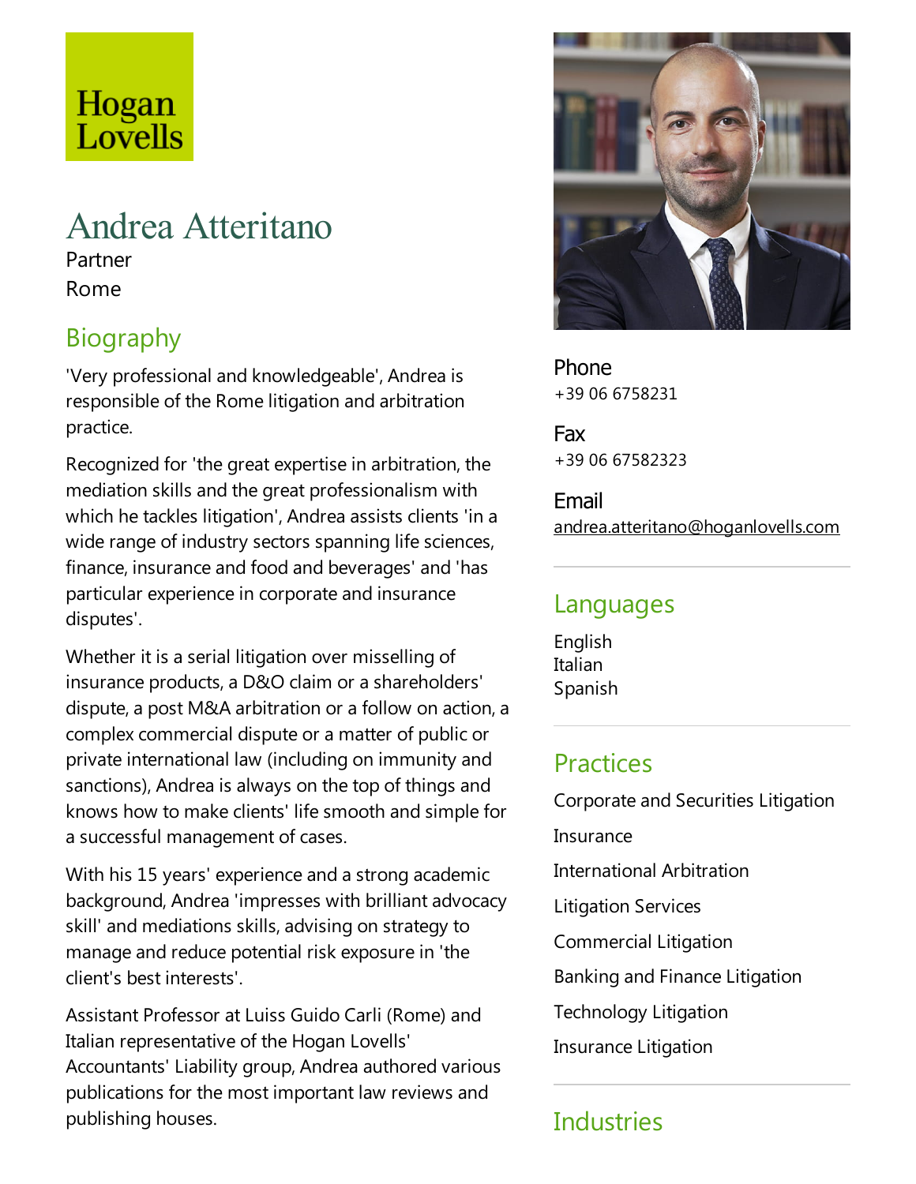Hogan Lovells

# Andrea Atteritano

Partner

Rome

## Biography

'Very professional and knowledgeable', Andrea is responsible of the Rome litigation and arbitration practice.

Recognized for 'the great expertise in arbitration, the mediation skills and the great professionalism with which he tackles litigation', Andrea assists clients 'in a wide range of industry sectors spanning life sciences, finance, insurance and food and beverages' and 'has particular experience in corporate and insurance disputes'.

Whether it is a serial litigation over misselling of insurance products, a D&O claim or a shareholders' dispute, a post M&A arbitration or a follow on action, a complex commercial dispute or a matter of public or private international law (including on immunity and sanctions), Andrea is always on the top of things and knows how to make clients' life smooth and simple for a successful management of cases.

With his 15 years' experience and a strong academic background, Andrea 'impresses with brilliant advocacy skill' and mediations skills, advising on strategy to manage and reduce potential risk exposure in 'the client's best interests'.

Assistant Professor at Luiss Guido Carli (Rome) and Italian representative of the Hogan Lovells' Accountants' Liability group, Andrea authored various publications for the most important law reviews and publishing houses.

**Phone**
+39 06 6758231

**Fax**
+39 06 67582323

**Email**
andrea.atteritano@hoganlovells.com

## Languages

English
Italian
Spanish

## Practices

Corporate and Securities Litigation

Insurance

International Arbitration

Litigation Services

Commercial Litigation

Banking and Finance Litigation

Technology Litigation

Insurance Litigation

## Industries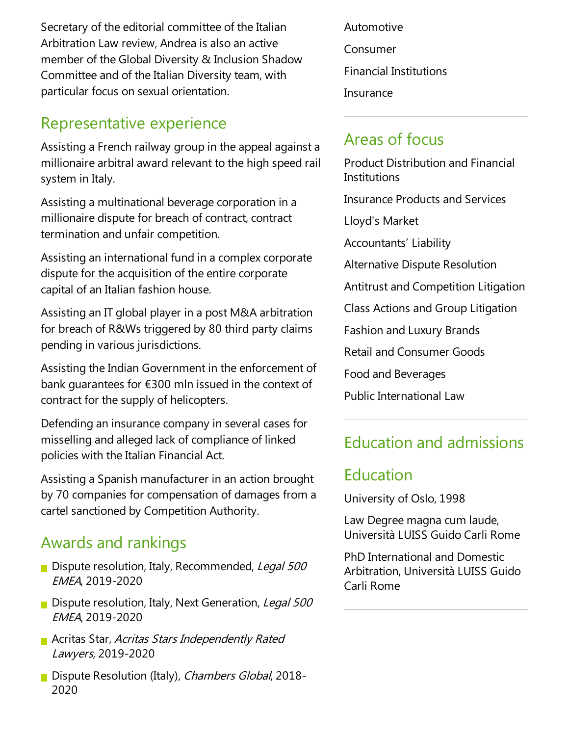Secretary of the editorial committee of the Italian Arbitration Law review, Andrea is also an active member of the Global Diversity & Inclusion Shadow Committee and of the Italian Diversity team, with particular focus on sexual orientation.

## Representative experience

Assisting a French railway group in the appeal against a millionaire arbitral award relevant to the high speed rail system in Italy.

Assisting a multinational beverage corporation in a millionaire dispute for breach of contract, contract termination and unfair competition.

Assisting an international fund in a complex corporate dispute for the acquisition of the entire corporate capital of an Italian fashion house.

Assisting an IT global player in a post M&A arbitration for breach of R&Ws triggered by 80 third party claims pending in various jurisdictions.

Assisting the Indian Government in the enforcement of bank guarantees for €300 mln issued in the context of contract for the supply of helicopters.

Defending an insurance company in several cases for misselling and alleged lack of compliance of linked policies with the Italian Financial Act.

Assisting a Spanish manufacturer in an action brought by 70 companies for compensation of damages from a cartel sanctioned by Competition Authority.

## Awards and rankings

- Dispute resolution, Italy, Recommended, *Legal 500 EMEA*, 2019-2020
- Dispute resolution, Italy, Next Generation, *Legal 500 EMEA*, 2019-2020
- Acritas Star, *Acritas Stars Independently Rated Lawyers*, 2019-2020
- Dispute Resolution (Italy), *Chambers Global*, 2018-2020

Automotive

Consumer

Financial Institutions

Insurance

## Areas of focus

Product Distribution and Financial Institutions

Insurance Products and Services

Lloyd's Market

Accountants' Liability

Alternative Dispute Resolution

Antitrust and Competition Litigation

Class Actions and Group Litigation

Fashion and Luxury Brands

Retail and Consumer Goods

Food and Beverages

Public International Law

## Education and admissions

## Education

University of Oslo, 1998

Law Degree magna cum laude, Università LUISS Guido Carli Rome

PhD International and Domestic Arbitration, Università LUISS Guido Carli Rome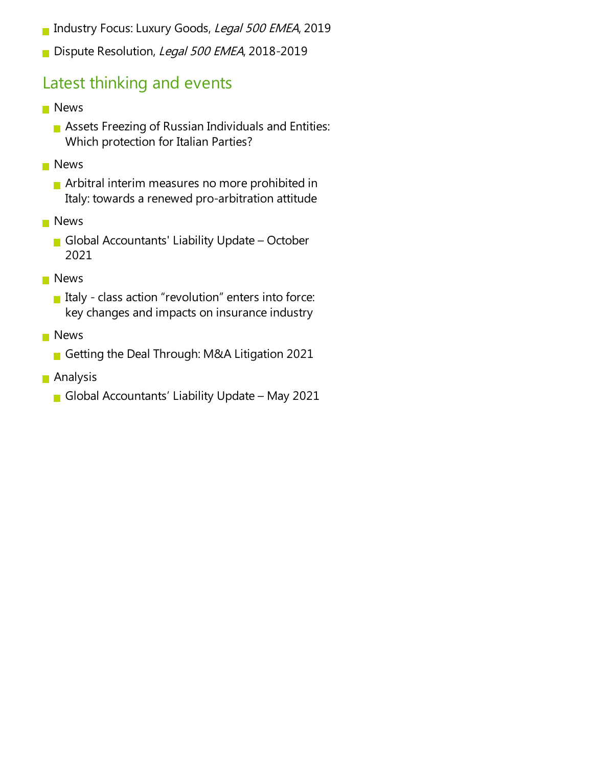- Industry Focus: Luxury Goods, *Legal 500 EMEA*, 2019
- Dispute Resolution, *Legal 500 EMEA*, 2018-2019

## Latest thinking and events

- News
  - Assets Freezing of Russian Individuals and Entities: Which protection for Italian Parties?
- News
  - Arbitral interim measures no more prohibited in Italy: towards a renewed pro-arbitration attitude
- News
  - Global Accountants' Liability Update – October 2021
- News
  - Italy - class action "revolution" enters into force: key changes and impacts on insurance industry
- News
  - Getting the Deal Through: M&A Litigation 2021
- Analysis
  - Global Accountants' Liability Update – May 2021